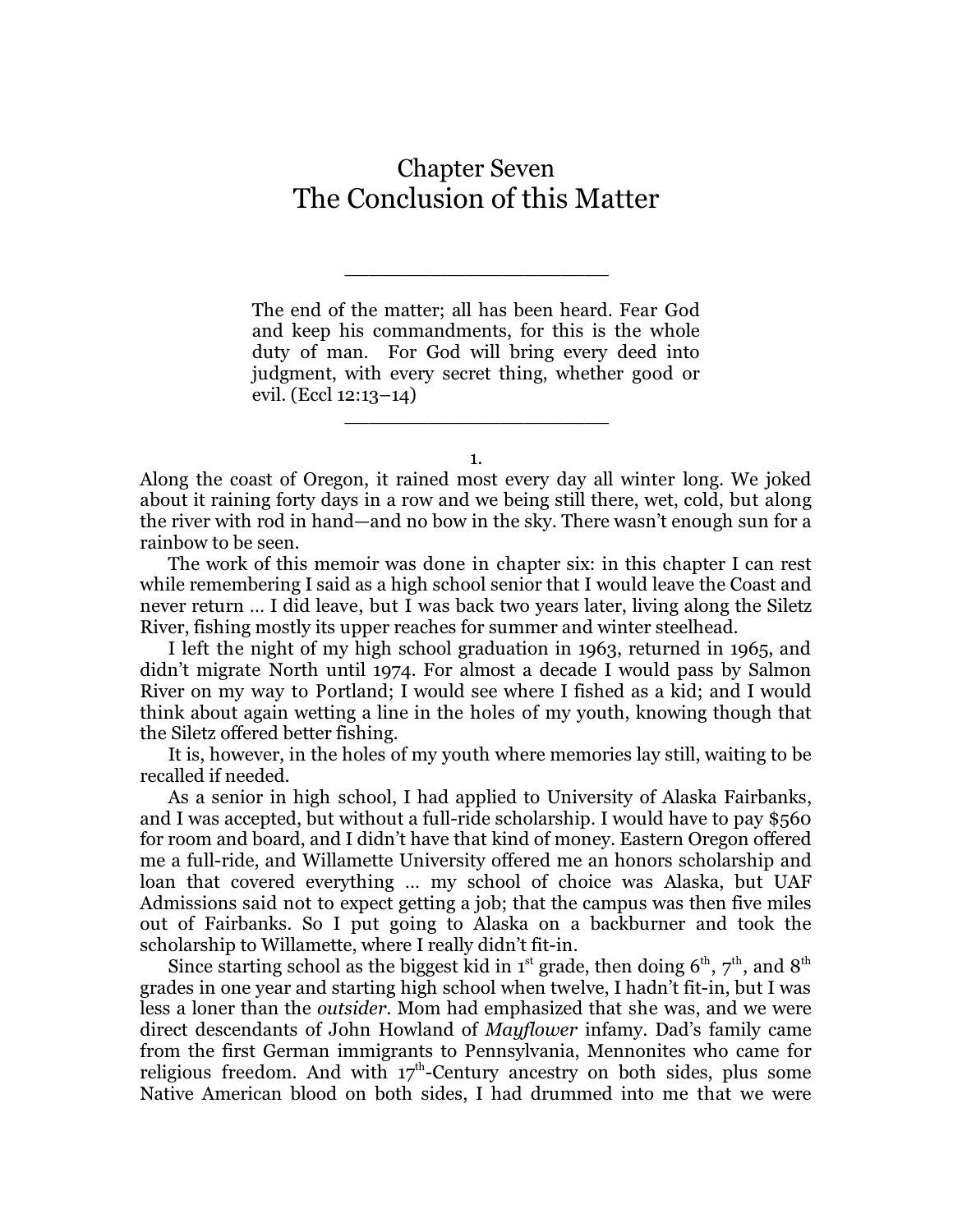# Chapter Seven
# The Conclusion of this Matter

---

> The end of the matter; all has been heard. Fear God and keep his commandments, for this is the whole duty of man. For God will bring every deed into judgment, with every secret thing, whether good or evil. (Eccl 12:13–14)

---

1.

Along the coast of Oregon, it rained most every day all winter long. We joked about it raining forty days in a row and we being still there, wet, cold, but along the river with rod in hand—and no bow in the sky. There wasn't enough sun for a rainbow to be seen.

The work of this memoir was done in chapter six: in this chapter I can rest while remembering I said as a high school senior that I would leave the Coast and never return … I did leave, but I was back two years later, living along the Siletz River, fishing mostly its upper reaches for summer and winter steelhead.

I left the night of my high school graduation in 1963, returned in 1965, and didn't migrate North until 1974. For almost a decade I would pass by Salmon River on my way to Portland; I would see where I fished as a kid; and I would think about again wetting a line in the holes of my youth, knowing though that the Siletz offered better fishing.

It is, however, in the holes of my youth where memories lay still, waiting to be recalled if needed.

As a senior in high school, I had applied to University of Alaska Fairbanks, and I was accepted, but without a full-ride scholarship. I would have to pay $560 for room and board, and I didn't have that kind of money. Eastern Oregon offered me a full-ride, and Willamette University offered me an honors scholarship and loan that covered everything … my school of choice was Alaska, but UAF Admissions said not to expect getting a job; that the campus was then five miles out of Fairbanks. So I put going to Alaska on a backburner and took the scholarship to Willamette, where I really didn't fit-in.

Since starting school as the biggest kid in 1st grade, then doing 6th, 7th, and 8th grades in one year and starting high school when twelve, I hadn't fit-in, but I was less a loner than the *outsider*. Mom had emphasized that she was, and we were direct descendants of John Howland of *Mayflower* infamy. Dad's family came from the first German immigrants to Pennsylvania, Mennonites who came for religious freedom. And with 17th-Century ancestry on both sides, plus some Native American blood on both sides, I had drummed into me that we were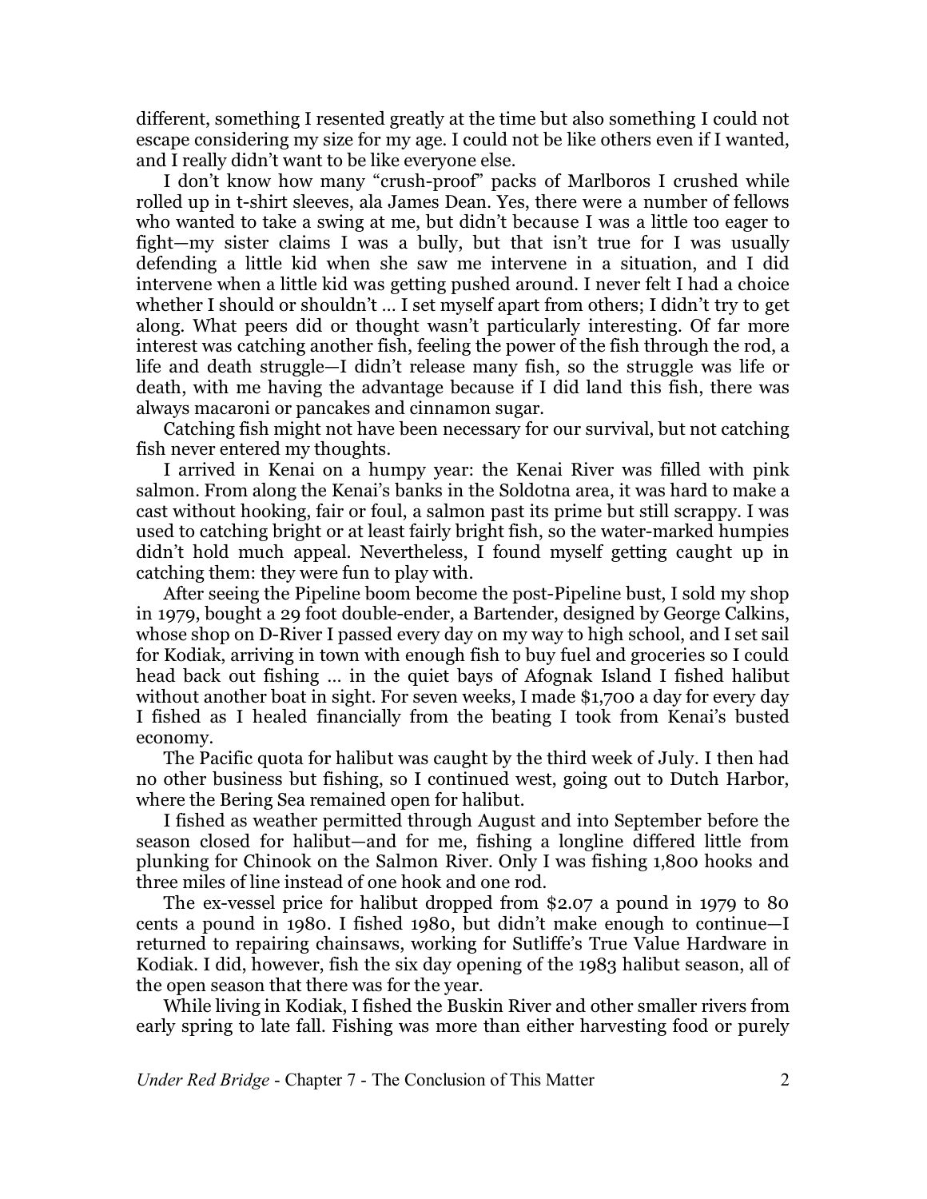different, something I resented greatly at the time but also something I could not escape considering my size for my age. I could not be like others even if I wanted, and I really didn't want to be like everyone else.

I don't know how many "crush-proof" packs of Marlboros I crushed while rolled up in t-shirt sleeves, ala James Dean. Yes, there were a number of fellows who wanted to take a swing at me, but didn't because I was a little too eager to fight—my sister claims I was a bully, but that isn't true for I was usually defending a little kid when she saw me intervene in a situation, and I did intervene when a little kid was getting pushed around. I never felt I had a choice whether I should or shouldn't … I set myself apart from others; I didn't try to get along. What peers did or thought wasn't particularly interesting. Of far more interest was catching another fish, feeling the power of the fish through the rod, a life and death struggle—I didn't release many fish, so the struggle was life or death, with me having the advantage because if I did land this fish, there was always macaroni or pancakes and cinnamon sugar.

Catching fish might not have been necessary for our survival, but not catching fish never entered my thoughts.

I arrived in Kenai on a humpy year: the Kenai River was filled with pink salmon. From along the Kenai's banks in the Soldotna area, it was hard to make a cast without hooking, fair or foul, a salmon past its prime but still scrappy. I was used to catching bright or at least fairly bright fish, so the water-marked humpies didn't hold much appeal. Nevertheless, I found myself getting caught up in catching them: they were fun to play with.

After seeing the Pipeline boom become the post-Pipeline bust, I sold my shop in 1979, bought a 29 foot double-ender, a Bartender, designed by George Calkins, whose shop on D-River I passed every day on my way to high school, and I set sail for Kodiak, arriving in town with enough fish to buy fuel and groceries so I could head back out fishing … in the quiet bays of Afognak Island I fished halibut without another boat in sight. For seven weeks, I made $1,700 a day for every day I fished as I healed financially from the beating I took from Kenai's busted economy.

The Pacific quota for halibut was caught by the third week of July. I then had no other business but fishing, so I continued west, going out to Dutch Harbor, where the Bering Sea remained open for halibut.

I fished as weather permitted through August and into September before the season closed for halibut—and for me, fishing a longline differed little from plunking for Chinook on the Salmon River. Only I was fishing 1,800 hooks and three miles of line instead of one hook and one rod.

The ex-vessel price for halibut dropped from $2.07 a pound in 1979 to 80 cents a pound in 1980. I fished 1980, but didn't make enough to continue—I returned to repairing chainsaws, working for Sutliffe's True Value Hardware in Kodiak. I did, however, fish the six day opening of the 1983 halibut season, all of the open season that there was for the year.

While living in Kodiak, I fished the Buskin River and other smaller rivers from early spring to late fall. Fishing was more than either harvesting food or purely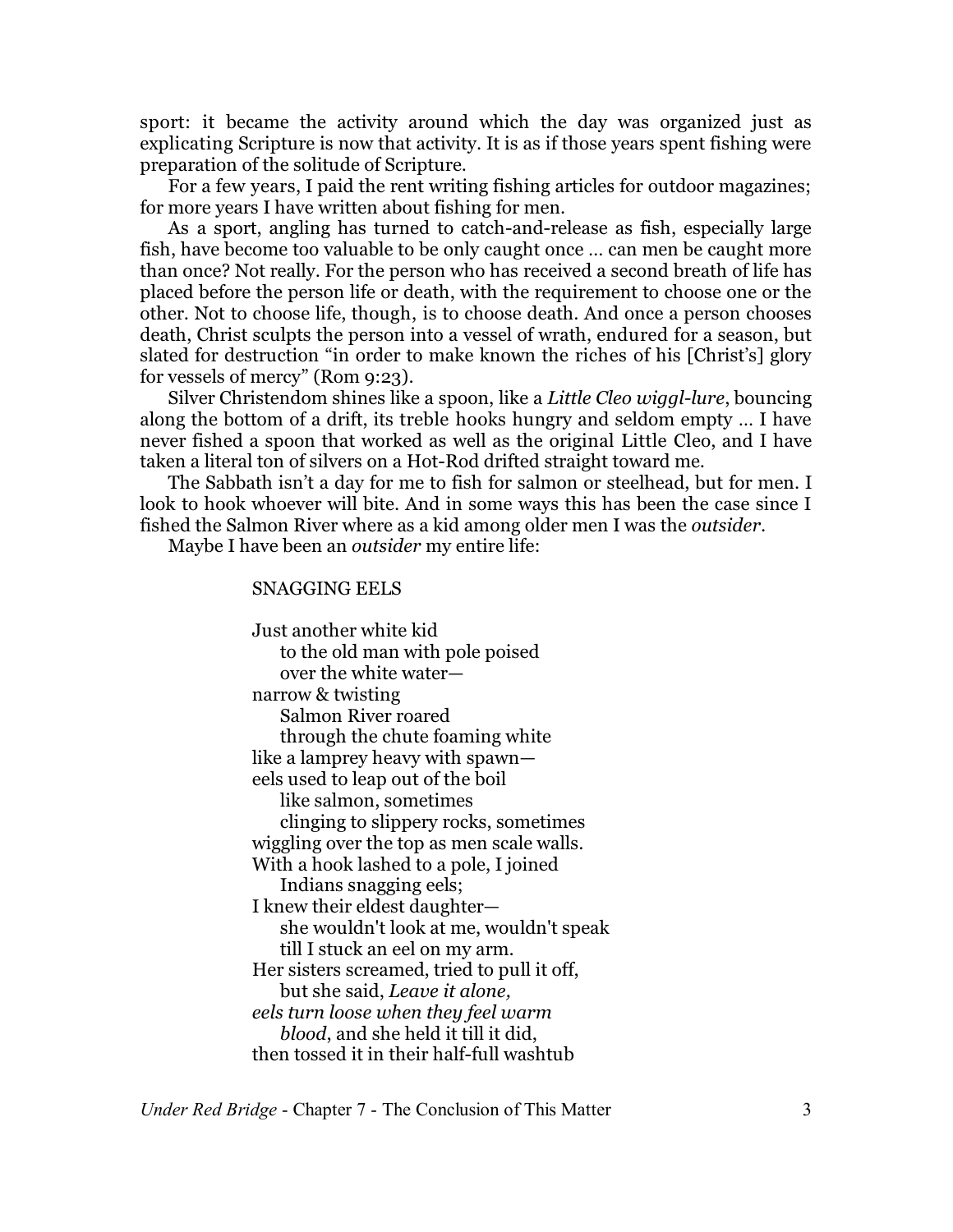sport: it became the activity around which the day was organized just as explicating Scripture is now that activity. It is as if those years spent fishing were preparation of the solitude of Scripture.

For a few years, I paid the rent writing fishing articles for outdoor magazines; for more years I have written about fishing for men.

As a sport, angling has turned to catch-and-release as fish, especially large fish, have become too valuable to be only caught once … can men be caught more than once? Not really. For the person who has received a second breath of life has placed before the person life or death, with the requirement to choose one or the other. Not to choose life, though, is to choose death. And once a person chooses death, Christ sculpts the person into a vessel of wrath, endured for a season, but slated for destruction "in order to make known the riches of his [Christ's] glory for vessels of mercy" (Rom 9:23).

Silver Christendom shines like a spoon, like a *Little Cleo wiggl-lure*, bouncing along the bottom of a drift, its treble hooks hungry and seldom empty … I have never fished a spoon that worked as well as the original Little Cleo, and I have taken a literal ton of silvers on a Hot-Rod drifted straight toward me.

The Sabbath isn't a day for me to fish for salmon or steelhead, but for men. I look to hook whoever will bite. And in some ways this has been the case since I fished the Salmon River where as a kid among older men I was the *outsider*.

Maybe I have been an *outsider* my entire life:

SNAGGING EELS

Just another white kid  
&nbsp;&nbsp;&nbsp;&nbsp;to the old man with pole poised  
&nbsp;&nbsp;&nbsp;&nbsp;over the white water—  
narrow & twisting  
&nbsp;&nbsp;&nbsp;&nbsp;Salmon River roared  
&nbsp;&nbsp;&nbsp;&nbsp;through the chute foaming white  
like a lamprey heavy with spawn—  
eels used to leap out of the boil  
&nbsp;&nbsp;&nbsp;&nbsp;like salmon, sometimes  
&nbsp;&nbsp;&nbsp;&nbsp;clinging to slippery rocks, sometimes  
wiggling over the top as men scale walls.  
With a hook lashed to a pole, I joined  
&nbsp;&nbsp;&nbsp;&nbsp;Indians snagging eels;  
I knew their eldest daughter—  
&nbsp;&nbsp;&nbsp;&nbsp;she wouldn't look at me, wouldn't speak  
&nbsp;&nbsp;&nbsp;&nbsp;till I stuck an eel on my arm.  
Her sisters screamed, tried to pull it off,  
&nbsp;&nbsp;&nbsp;&nbsp;but she said, *Leave it alone,*  
*eels turn loose when they feel warm*  
&nbsp;&nbsp;&nbsp;&nbsp;*blood*, and she held it till it did,  
then tossed it in their half-full washtub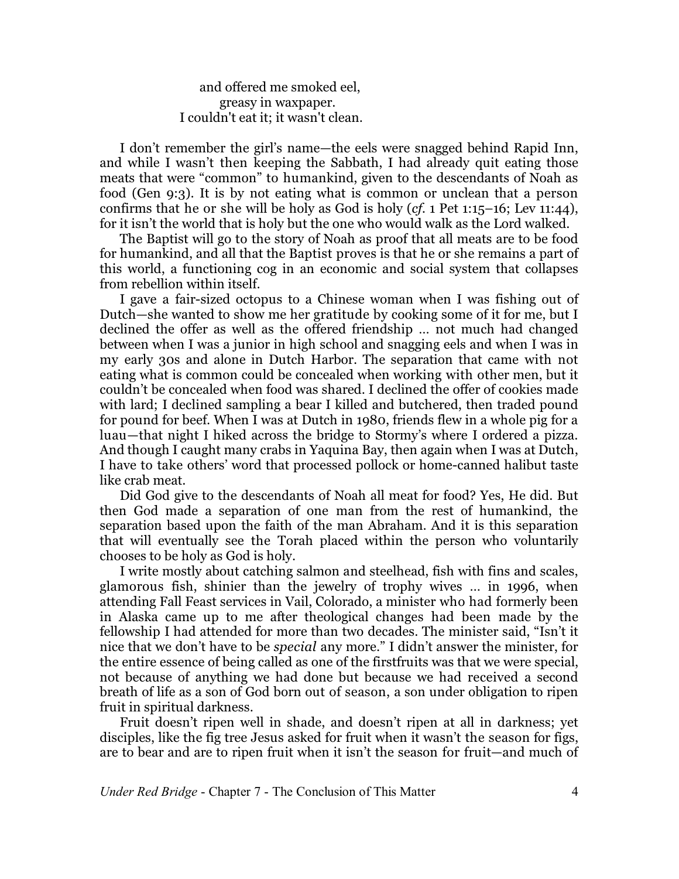and offered me smoked eel,  
greasy in waxpaper.  
I couldn't eat it; it wasn't clean.

I don't remember the girl's name—the eels were snagged behind Rapid Inn, and while I wasn't then keeping the Sabbath, I had already quit eating those meats that were "common" to humankind, given to the descendants of Noah as food (Gen 9:3). It is by not eating what is common or unclean that a person confirms that he or she will be holy as God is holy (*cf.* 1 Pet 1:15–16; Lev 11:44), for it isn't the world that is holy but the one who would walk as the Lord walked.

The Baptist will go to the story of Noah as proof that all meats are to be food for humankind, and all that the Baptist proves is that he or she remains a part of this world, a functioning cog in an economic and social system that collapses from rebellion within itself.

I gave a fair-sized octopus to a Chinese woman when I was fishing out of Dutch—she wanted to show me her gratitude by cooking some of it for me, but I declined the offer as well as the offered friendship … not much had changed between when I was a junior in high school and snagging eels and when I was in my early 30s and alone in Dutch Harbor. The separation that came with not eating what is common could be concealed when working with other men, but it couldn't be concealed when food was shared. I declined the offer of cookies made with lard; I declined sampling a bear I killed and butchered, then traded pound for pound for beef. When I was at Dutch in 1980, friends flew in a whole pig for a luau—that night I hiked across the bridge to Stormy's where I ordered a pizza. And though I caught many crabs in Yaquina Bay, then again when I was at Dutch, I have to take others' word that processed pollock or home-canned halibut taste like crab meat.

Did God give to the descendants of Noah all meat for food? Yes, He did. But then God made a separation of one man from the rest of humankind, the separation based upon the faith of the man Abraham. And it is this separation that will eventually see the Torah placed within the person who voluntarily chooses to be holy as God is holy.

I write mostly about catching salmon and steelhead, fish with fins and scales, glamorous fish, shinier than the jewelry of trophy wives … in 1996, when attending Fall Feast services in Vail, Colorado, a minister who had formerly been in Alaska came up to me after theological changes had been made by the fellowship I had attended for more than two decades. The minister said, "Isn't it nice that we don't have to be *special* any more." I didn't answer the minister, for the entire essence of being called as one of the firstfruits was that we were special, not because of anything we had done but because we had received a second breath of life as a son of God born out of season, a son under obligation to ripen fruit in spiritual darkness.

Fruit doesn't ripen well in shade, and doesn't ripen at all in darkness; yet disciples, like the fig tree Jesus asked for fruit when it wasn't the season for figs, are to bear and are to ripen fruit when it isn't the season for fruit—and much of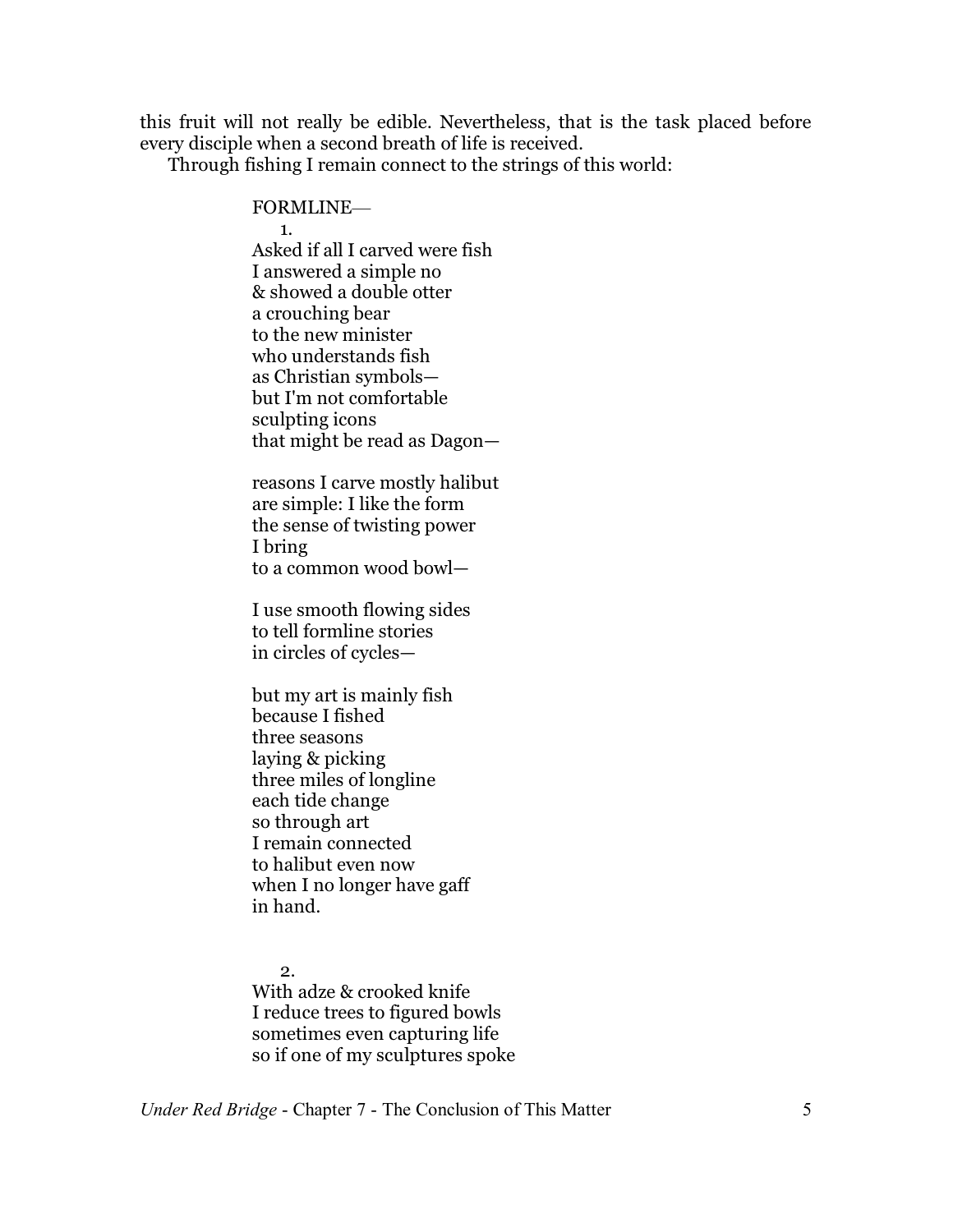this fruit will not really be edible. Nevertheless, that is the task placed before every disciple when a second breath of life is received.

Through fishing I remain connect to the strings of this world:

FORMLINE—

1.

Asked if all I carved were fish  
I answered a simple no  
& showed a double otter  
a crouching bear  
to the new minister  
who understands fish  
as Christian symbols—  
but I'm not comfortable  
sculpting icons  
that might be read as Dagon—

reasons I carve mostly halibut  
are simple: I like the form  
the sense of twisting power  
I bring  
to a common wood bowl—

I use smooth flowing sides  
to tell formline stories  
in circles of cycles—

but my art is mainly fish  
because I fished  
three seasons  
laying & picking  
three miles of longline  
each tide change  
so through art  
I remain connected  
to halibut even now  
when I no longer have gaff  
in hand.

2.

With adze & crooked knife  
I reduce trees to figured bowls  
sometimes even capturing life  
so if one of my sculptures spoke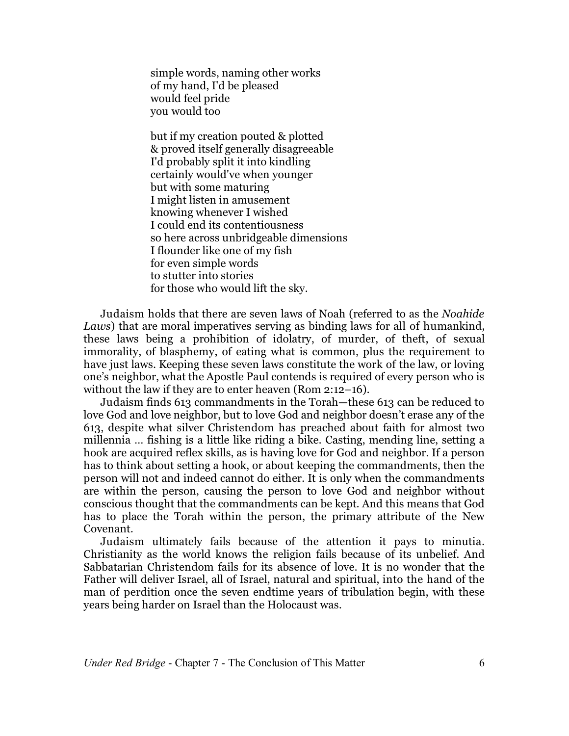simple words, naming other works  
of my hand, I'd be pleased  
would feel pride  
you would too

but if my creation pouted & plotted  
& proved itself generally disagreeable  
I'd probably split it into kindling  
certainly would've when younger  
but with some maturing  
I might listen in amusement  
knowing whenever I wished  
I could end its contentiousness  
so here across unbridgeable dimensions  
I flounder like one of my fish  
for even simple words  
to stutter into stories  
for those who would lift the sky.

Judaism holds that there are seven laws of Noah (referred to as the *Noahide Laws*) that are moral imperatives serving as binding laws for all of humankind, these laws being a prohibition of idolatry, of murder, of theft, of sexual immorality, of blasphemy, of eating what is common, plus the requirement to have just laws. Keeping these seven laws constitute the work of the law, or loving one's neighbor, what the Apostle Paul contends is required of every person who is without the law if they are to enter heaven (Rom 2:12–16).

Judaism finds 613 commandments in the Torah—these 613 can be reduced to love God and love neighbor, but to love God and neighbor doesn't erase any of the 613, despite what silver Christendom has preached about faith for almost two millennia … fishing is a little like riding a bike. Casting, mending line, setting a hook are acquired reflex skills, as is having love for God and neighbor. If a person has to think about setting a hook, or about keeping the commandments, then the person will not and indeed cannot do either. It is only when the commandments are within the person, causing the person to love God and neighbor without conscious thought that the commandments can be kept. And this means that God has to place the Torah within the person, the primary attribute of the New Covenant.

Judaism ultimately fails because of the attention it pays to minutia. Christianity as the world knows the religion fails because of its unbelief. And Sabbatarian Christendom fails for its absence of love. It is no wonder that the Father will deliver Israel, all of Israel, natural and spiritual, into the hand of the man of perdition once the seven endtime years of tribulation begin, with these years being harder on Israel than the Holocaust was.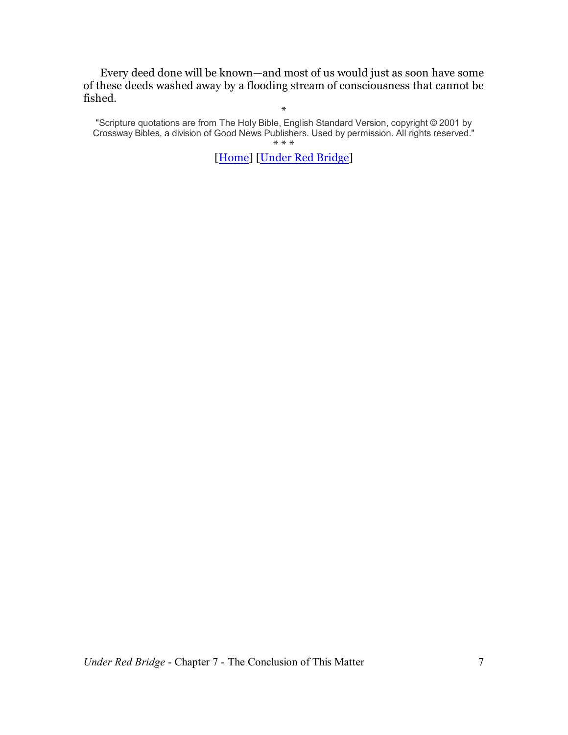Every deed done will be known—and most of us would just as soon have some of these deeds washed away by a flooding stream of consciousness that cannot be fished.

*

"Scripture quotations are from The Holy Bible, English Standard Version, copyright © 2001 by Crossway Bibles, a division of Good News Publishers. Used by permission. All rights reserved."

* * *

[Home] [Under Red Bridge]